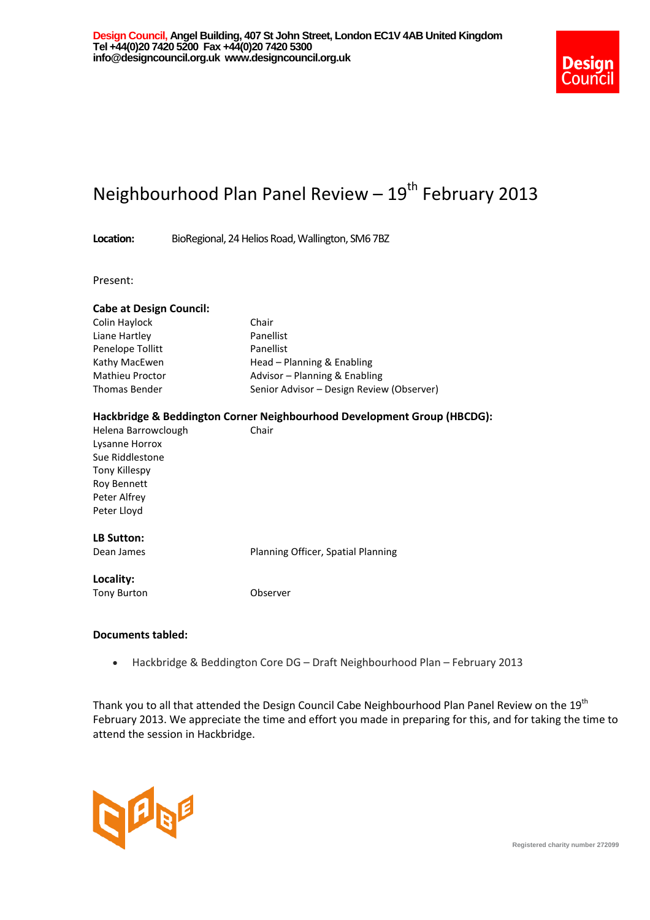**Design Council,** Angel Building, 407 St John Street, London EC1V 4AB United Kingdom
Tel +44(0)20 7420 5200 Fax +44(0)20 7420 5300
info@designcouncil.org.uk www.designcouncil.org.uk

# Neighbourhood Plan Panel Review – 19th February 2013

**Location:** BioRegional, 24 Helios Road, Wallington, SM6 7BZ

Present:

**Cabe at Design Council:**

| | |
|---|---|
| Colin Haylock | Chair |
| Liane Hartley | Panellist |
| Penelope Tollitt | Panellist |
| Kathy MacEwen | Head – Planning & Enabling |
| Mathieu Proctor | Advisor – Planning & Enabling |
| Thomas Bender | Senior Advisor – Design Review (Observer) |

**Hackbridge & Beddington Corner Neighbourhood Development Group (HBCDG):**

| | |
|---|---|
| Helena Barrowclough | Chair |
| Lysanne Horrox | |
| Sue Riddlestone | |
| Tony Killespy | |
| Roy Bennett | |
| Peter Alfrey | |
| Peter Lloyd | |

**LB Sutton:**

| | |
|---|---|
| Dean James | Planning Officer, Spatial Planning |

**Locality:**

| | |
|---|---|
| Tony Burton | Observer |

**Documents tabled:**

- Hackbridge & Beddington Core DG – Draft Neighbourhood Plan – February 2013

Thank you to all that attended the Design Council Cabe Neighbourhood Plan Panel Review on the 19th February 2013. We appreciate the time and effort you made in preparing for this, and for taking the time to attend the session in Hackbridge.

Registered charity number 272099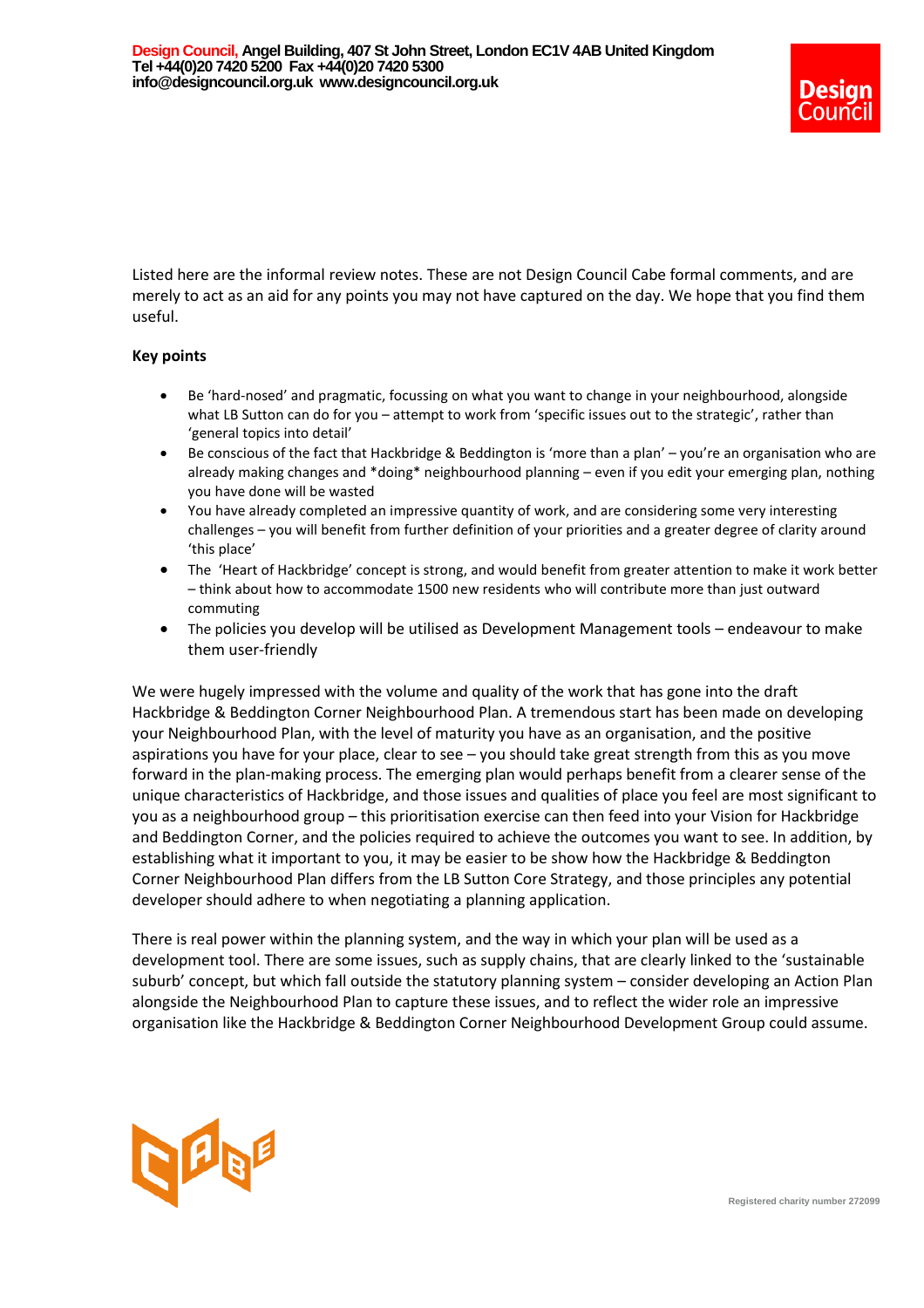Design Council, Angel Building, 407 St John Street, London EC1V 4AB United Kingdom
Tel +44(0)20 7420 5200 Fax +44(0)20 7420 5300
info@designcouncil.org.uk www.designcouncil.org.uk

Listed here are the informal review notes. These are not Design Council Cabe formal comments, and are merely to act as an aid for any points you may not have captured on the day. We hope that you find them useful.

**Key points**

- Be 'hard-nosed' and pragmatic, focussing on what you want to change in your neighbourhood, alongside what LB Sutton can do for you – attempt to work from 'specific issues out to the strategic', rather than 'general topics into detail'
- Be conscious of the fact that Hackbridge & Beddington is 'more than a plan' – you're an organisation who are already making changes and *doing* neighbourhood planning – even if you edit your emerging plan, nothing you have done will be wasted
- You have already completed an impressive quantity of work, and are considering some very interesting challenges – you will benefit from further definition of your priorities and a greater degree of clarity around 'this place'
- The 'Heart of Hackbridge' concept is strong, and would benefit from greater attention to make it work better – think about how to accommodate 1500 new residents who will contribute more than just outward commuting
- The policies you develop will be utilised as Development Management tools – endeavour to make them user-friendly

We were hugely impressed with the volume and quality of the work that has gone into the draft Hackbridge & Beddington Corner Neighbourhood Plan. A tremendous start has been made on developing your Neighbourhood Plan, with the level of maturity you have as an organisation, and the positive aspirations you have for your place, clear to see – you should take great strength from this as you move forward in the plan-making process. The emerging plan would perhaps benefit from a clearer sense of the unique characteristics of Hackbridge, and those issues and qualities of place you feel are most significant to you as a neighbourhood group – this prioritisation exercise can then feed into your Vision for Hackbridge and Beddington Corner, and the policies required to achieve the outcomes you want to see. In addition, by establishing what it important to you, it may be easier to be show how the Hackbridge & Beddington Corner Neighbourhood Plan differs from the LB Sutton Core Strategy, and those principles any potential developer should adhere to when negotiating a planning application.

There is real power within the planning system, and the way in which your plan will be used as a development tool. There are some issues, such as supply chains, that are clearly linked to the 'sustainable suburb' concept, but which fall outside the statutory planning system – consider developing an Action Plan alongside the Neighbourhood Plan to capture these issues, and to reflect the wider role an impressive organisation like the Hackbridge & Beddington Corner Neighbourhood Development Group could assume.

Registered charity number 272099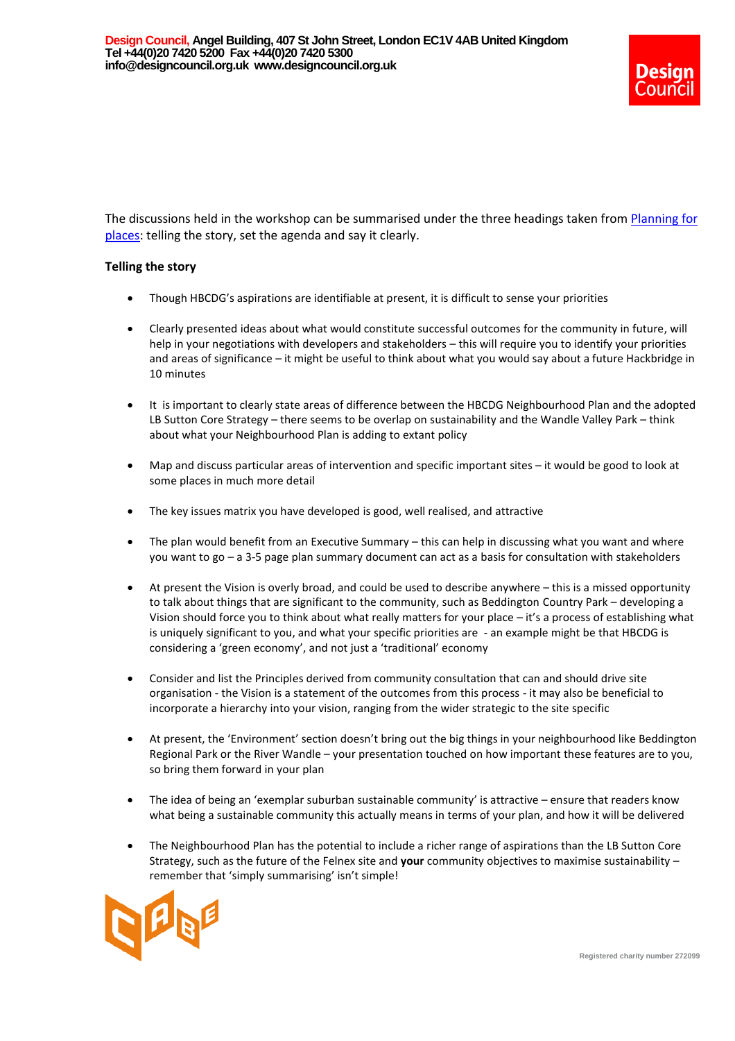The discussions held in the workshop can be summarised under the three headings taken from [Planning for places](): telling the story, set the agenda and say it clearly.

**Telling the story**

- Though HBCDG's aspirations are identifiable at present, it is difficult to sense your priorities
- Clearly presented ideas about what would constitute successful outcomes for the community in future, will help in your negotiations with developers and stakeholders – this will require you to identify your priorities and areas of significance – it might be useful to think about what you would say about a future Hackbridge in 10 minutes
- It is important to clearly state areas of difference between the HBCDG Neighbourhood Plan and the adopted LB Sutton Core Strategy – there seems to be overlap on sustainability and the Wandle Valley Park – think about what your Neighbourhood Plan is adding to extant policy
- Map and discuss particular areas of intervention and specific important sites – it would be good to look at some places in much more detail
- The key issues matrix you have developed is good, well realised, and attractive
- The plan would benefit from an Executive Summary – this can help in discussing what you want and where you want to go – a 3-5 page plan summary document can act as a basis for consultation with stakeholders
- At present the Vision is overly broad, and could be used to describe anywhere – this is a missed opportunity to talk about things that are significant to the community, such as Beddington Country Park – developing a Vision should force you to think about what really matters for your place – it's a process of establishing what is uniquely significant to you, and what your specific priorities are - an example might be that HBCDG is considering a 'green economy', and not just a 'traditional' economy
- Consider and list the Principles derived from community consultation that can and should drive site organisation - the Vision is a statement of the outcomes from this process - it may also be beneficial to incorporate a hierarchy into your vision, ranging from the wider strategic to the site specific
- At present, the 'Environment' section doesn't bring out the big things in your neighbourhood like Beddington Regional Park or the River Wandle – your presentation touched on how important these features are to you, so bring them forward in your plan
- The idea of being an 'exemplar suburban sustainable community' is attractive – ensure that readers know what being a sustainable community this actually means in terms of your plan, and how it will be delivered
- The Neighbourhood Plan has the potential to include a richer range of aspirations than the LB Sutton Core Strategy, such as the future of the Felnex site and **your** community objectives to maximise sustainability – remember that 'simply summarising' isn't simple!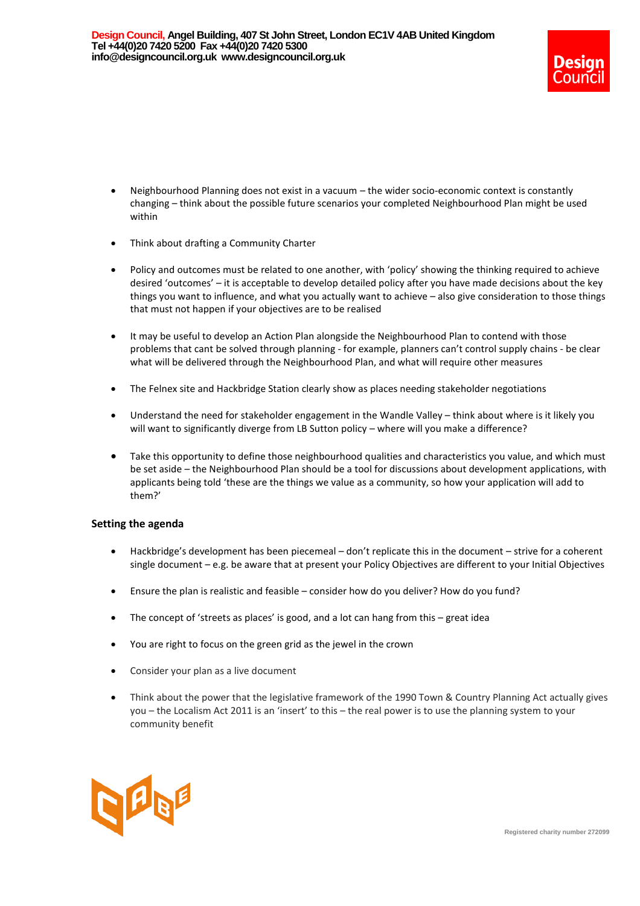- Neighbourhood Planning does not exist in a vacuum – the wider socio-economic context is constantly changing – think about the possible future scenarios your completed Neighbourhood Plan might be used within

- Think about drafting a Community Charter

- Policy and outcomes must be related to one another, with 'policy' showing the thinking required to achieve desired 'outcomes' – it is acceptable to develop detailed policy after you have made decisions about the key things you want to influence, and what you actually want to achieve – also give consideration to those things that must not happen if your objectives are to be realised

- It may be useful to develop an Action Plan alongside the Neighbourhood Plan to contend with those problems that cant be solved through planning - for example, planners can't control supply chains - be clear what will be delivered through the Neighbourhood Plan, and what will require other measures

- The Felnex site and Hackbridge Station clearly show as places needing stakeholder negotiations

- Understand the need for stakeholder engagement in the Wandle Valley – think about where is it likely you will want to significantly diverge from LB Sutton policy – where will you make a difference?

- Take this opportunity to define those neighbourhood qualities and characteristics you value, and which must be set aside – the Neighbourhood Plan should be a tool for discussions about development applications, with applicants being told 'these are the things we value as a community, so how your application will add to them?'

**Setting the agenda**

- Hackbridge's development has been piecemeal – don't replicate this in the document – strive for a coherent single document – e.g. be aware that at present your Policy Objectives are different to your Initial Objectives

- Ensure the plan is realistic and feasible – consider how do you deliver? How do you fund?

- The concept of 'streets as places' is good, and a lot can hang from this – great idea

- You are right to focus on the green grid as the jewel in the crown

- Consider your plan as a live document

- Think about the power that the legislative framework of the 1990 Town & Country Planning Act actually gives you – the Localism Act 2011 is an 'insert' to this – the real power is to use the planning system to your community benefit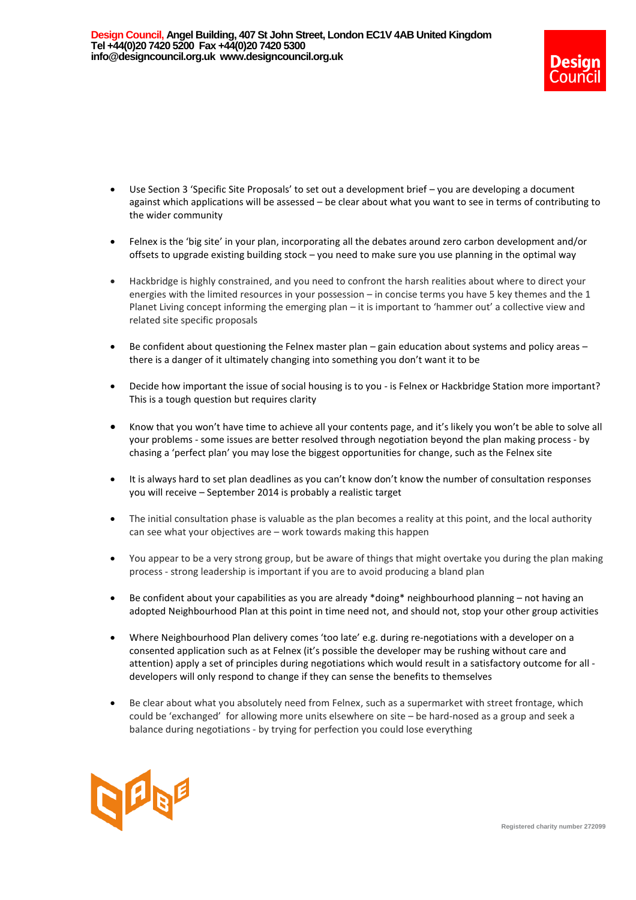- Use Section 3 'Specific Site Proposals' to set out a development brief – you are developing a document against which applications will be assessed – be clear about what you want to see in terms of contributing to the wider community

- Felnex is the 'big site' in your plan, incorporating all the debates around zero carbon development and/or offsets to upgrade existing building stock – you need to make sure you use planning in the optimal way

- Hackbridge is highly constrained, and you need to confront the harsh realities about where to direct your energies with the limited resources in your possession – in concise terms you have 5 key themes and the 1 Planet Living concept informing the emerging plan – it is important to 'hammer out' a collective view and related site specific proposals

- Be confident about questioning the Felnex master plan – gain education about systems and policy areas – there is a danger of it ultimately changing into something you don't want it to be

- Decide how important the issue of social housing is to you - is Felnex or Hackbridge Station more important? This is a tough question but requires clarity

- Know that you won't have time to achieve all your contents page, and it's likely you won't be able to solve all your problems - some issues are better resolved through negotiation beyond the plan making process - by chasing a 'perfect plan' you may lose the biggest opportunities for change, such as the Felnex site

- It is always hard to set plan deadlines as you can't know don't know the number of consultation responses you will receive – September 2014 is probably a realistic target

- The initial consultation phase is valuable as the plan becomes a reality at this point, and the local authority can see what your objectives are – work towards making this happen

- You appear to be a very strong group, but be aware of things that might overtake you during the plan making process - strong leadership is important if you are to avoid producing a bland plan

- Be confident about your capabilities as you are already *doing* neighbourhood planning – not having an adopted Neighbourhood Plan at this point in time need not, and should not, stop your other group activities

- Where Neighbourhood Plan delivery comes 'too late' e.g. during re-negotiations with a developer on a consented application such as at Felnex (it's possible the developer may be rushing without care and attention) apply a set of principles during negotiations which would result in a satisfactory outcome for all - developers will only respond to change if they can sense the benefits to themselves

- Be clear about what you absolutely need from Felnex, such as a supermarket with street frontage, which could be 'exchanged' for allowing more units elsewhere on site – be hard-nosed as a group and seek a balance during negotiations - by trying for perfection you could lose everything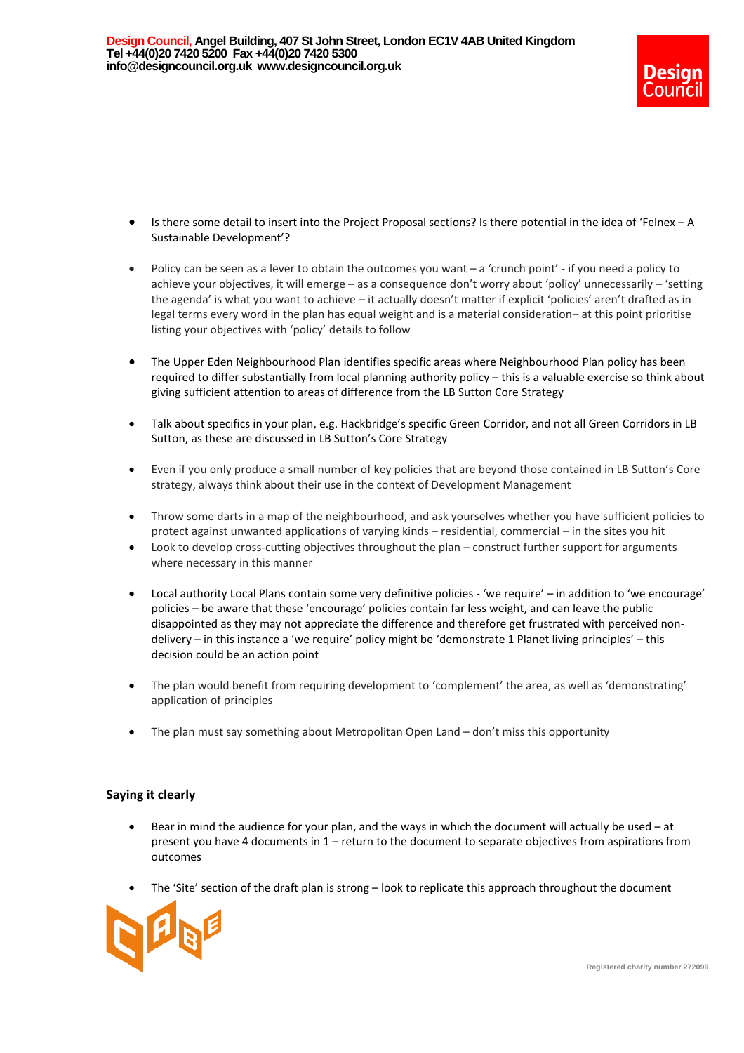- Is there some detail to insert into the Project Proposal sections? Is there potential in the idea of 'Felnex – A Sustainable Development'?

- Policy can be seen as a lever to obtain the outcomes you want – a 'crunch point' - if you need a policy to achieve your objectives, it will emerge – as a consequence don't worry about 'policy' unnecessarily – 'setting the agenda' is what you want to achieve – it actually doesn't matter if explicit 'policies' aren't drafted as in legal terms every word in the plan has equal weight and is a material consideration– at this point prioritise listing your objectives with 'policy' details to follow

- The Upper Eden Neighbourhood Plan identifies specific areas where Neighbourhood Plan policy has been required to differ substantially from local planning authority policy – this is a valuable exercise so think about giving sufficient attention to areas of difference from the LB Sutton Core Strategy

- Talk about specifics in your plan, e.g. Hackbridge's specific Green Corridor, and not all Green Corridors in LB Sutton, as these are discussed in LB Sutton's Core Strategy

- Even if you only produce a small number of key policies that are beyond those contained in LB Sutton's Core strategy, always think about their use in the context of Development Management

- Throw some darts in a map of the neighbourhood, and ask yourselves whether you have sufficient policies to protect against unwanted applications of varying kinds – residential, commercial – in the sites you hit
- Look to develop cross-cutting objectives throughout the plan – construct further support for arguments where necessary in this manner

- Local authority Local Plans contain some very definitive policies - 'we require' – in addition to 'we encourage' policies – be aware that these 'encourage' policies contain far less weight, and can leave the public disappointed as they may not appreciate the difference and therefore get frustrated with perceived non-delivery – in this instance a 'we require' policy might be 'demonstrate 1 Planet living principles' – this decision could be an action point

- The plan would benefit from requiring development to 'complement' the area, as well as 'demonstrating' application of principles

- The plan must say something about Metropolitan Open Land – don't miss this opportunity

**Saying it clearly**

- Bear in mind the audience for your plan, and the ways in which the document will actually be used – at present you have 4 documents in 1 – return to the document to separate objectives from aspirations from outcomes

- The 'Site' section of the draft plan is strong – look to replicate this approach throughout the document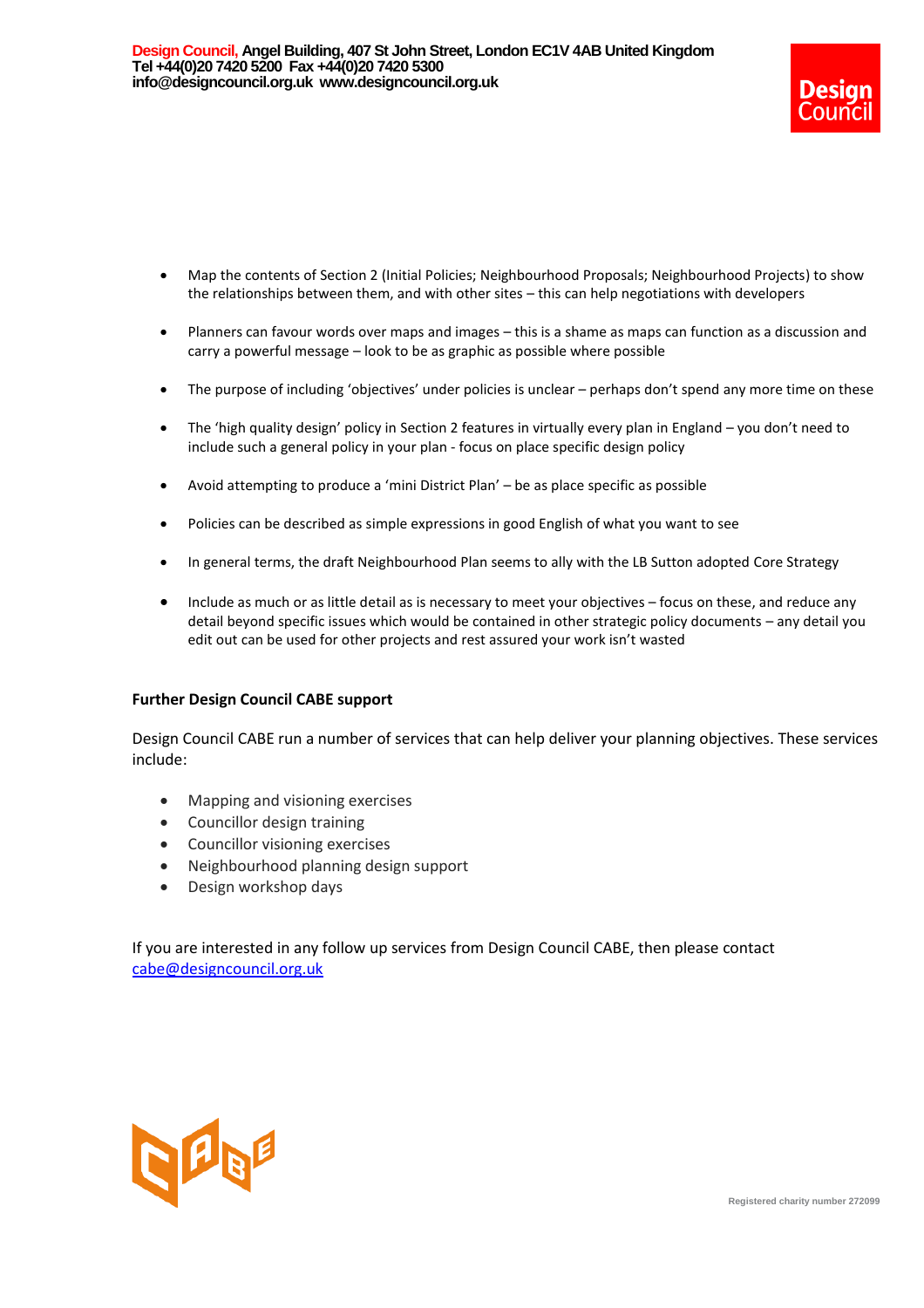- Map the contents of Section 2 (Initial Policies; Neighbourhood Proposals; Neighbourhood Projects) to show the relationships between them, and with other sites – this can help negotiations with developers

- Planners can favour words over maps and images – this is a shame as maps can function as a discussion and carry a powerful message – look to be as graphic as possible where possible

- The purpose of including 'objectives' under policies is unclear – perhaps don't spend any more time on these

- The 'high quality design' policy in Section 2 features in virtually every plan in England – you don't need to include such a general policy in your plan - focus on place specific design policy

- Avoid attempting to produce a 'mini District Plan' – be as place specific as possible

- Policies can be described as simple expressions in good English of what you want to see

- In general terms, the draft Neighbourhood Plan seems to ally with the LB Sutton adopted Core Strategy

- Include as much or as little detail as is necessary to meet your objectives – focus on these, and reduce any detail beyond specific issues which would be contained in other strategic policy documents – any detail you edit out can be used for other projects and rest assured your work isn't wasted

**Further Design Council CABE support**

Design Council CABE run a number of services that can help deliver your planning objectives. These services include:

- Mapping and visioning exercises
- Councillor design training
- Councillor visioning exercises
- Neighbourhood planning design support
- Design workshop days

If you are interested in any follow up services from Design Council CABE, then please contact cabe@designcouncil.org.uk